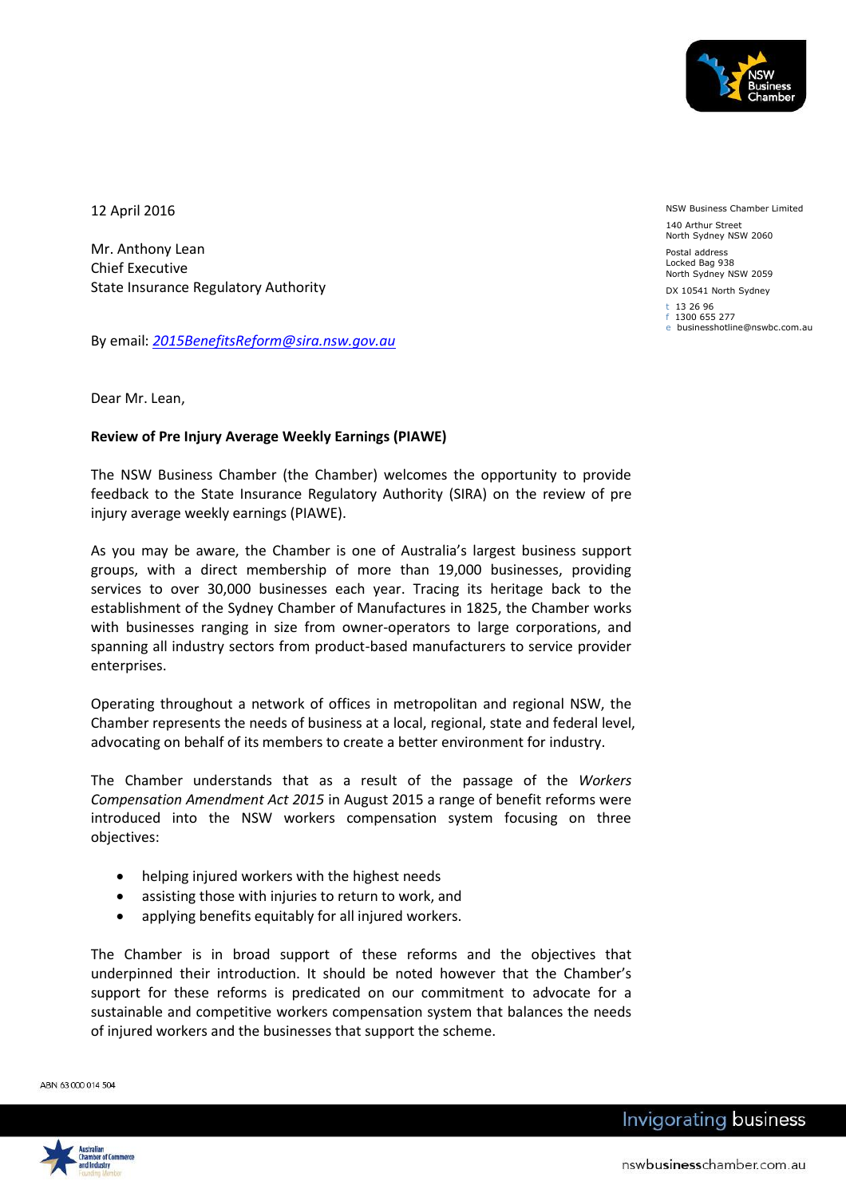NSW Business Chamber Limited

140 Arthur Street
North Sydney NSW 2060

Postal address
Locked Bag 938
North Sydney NSW 2059

DX 10541 North Sydney

t 13 26 96
f 1300 655 277
e businesshotline@nswbc.com.au

12 April 2016

Mr. Anthony Lean
Chief Executive
State Insurance Regulatory Authority

By email: *2015BenefitsReform@sira.nsw.gov.au*

Dear Mr. Lean,

**Review of Pre Injury Average Weekly Earnings (PIAWE)**

The NSW Business Chamber (the Chamber) welcomes the opportunity to provide feedback to the State Insurance Regulatory Authority (SIRA) on the review of pre injury average weekly earnings (PIAWE).

As you may be aware, the Chamber is one of Australia's largest business support groups, with a direct membership of more than 19,000 businesses, providing services to over 30,000 businesses each year. Tracing its heritage back to the establishment of the Sydney Chamber of Manufactures in 1825, the Chamber works with businesses ranging in size from owner-operators to large corporations, and spanning all industry sectors from product-based manufacturers to service provider enterprises.

Operating throughout a network of offices in metropolitan and regional NSW, the Chamber represents the needs of business at a local, regional, state and federal level, advocating on behalf of its members to create a better environment for industry.

The Chamber understands that as a result of the passage of the *Workers Compensation Amendment Act 2015* in August 2015 a range of benefit reforms were introduced into the NSW workers compensation system focusing on three objectives:

- helping injured workers with the highest needs
- assisting those with injuries to return to work, and
- applying benefits equitably for all injured workers.

The Chamber is in broad support of these reforms and the objectives that underpinned their introduction. It should be noted however that the Chamber's support for these reforms is predicated on our commitment to advocate for a sustainable and competitive workers compensation system that balances the needs of injured workers and the businesses that support the scheme.

ABN 63 000 014 504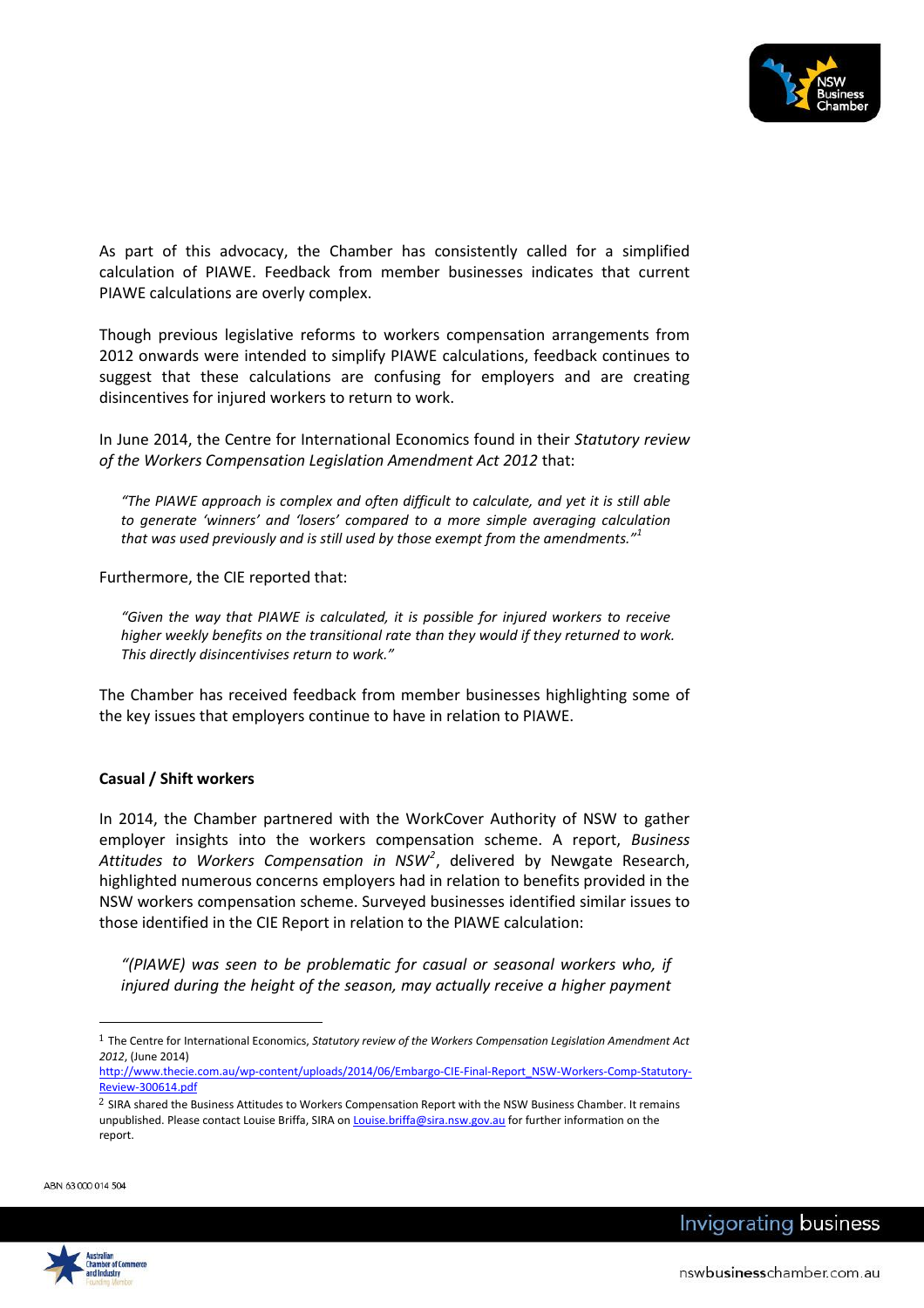As part of this advocacy, the Chamber has consistently called for a simplified calculation of PIAWE. Feedback from member businesses indicates that current PIAWE calculations are overly complex.

Though previous legislative reforms to workers compensation arrangements from 2012 onwards were intended to simplify PIAWE calculations, feedback continues to suggest that these calculations are confusing for employers and are creating disincentives for injured workers to return to work.

In June 2014, the Centre for International Economics found in their *Statutory review of the Workers Compensation Legislation Amendment Act 2012* that:

> *"The PIAWE approach is complex and often difficult to calculate, and yet it is still able to generate 'winners' and 'losers' compared to a more simple averaging calculation that was used previously and is still used by those exempt from the amendments."*[1]

Furthermore, the CIE reported that:

> *"Given the way that PIAWE is calculated, it is possible for injured workers to receive higher weekly benefits on the transitional rate than they would if they returned to work. This directly disincentivises return to work."*

The Chamber has received feedback from member businesses highlighting some of the key issues that employers continue to have in relation to PIAWE.

**Casual / Shift workers**

In 2014, the Chamber partnered with the WorkCover Authority of NSW to gather employer insights into the workers compensation scheme. A report, *Business Attitudes to Workers Compensation in NSW*[2], delivered by Newgate Research, highlighted numerous concerns employers had in relation to benefits provided in the NSW workers compensation scheme. Surveyed businesses identified similar issues to those identified in the CIE Report in relation to the PIAWE calculation:

> *"(PIAWE) was seen to be problematic for casual or seasonal workers who, if injured during the height of the season, may actually receive a higher payment*

---

[1] The Centre for International Economics, *Statutory review of the Workers Compensation Legislation Amendment Act 2012*, (June 2014) http://www.thecie.com.au/wp-content/uploads/2014/06/Embargo-CIE-Final-Report_NSW-Workers-Comp-Statutory-Review-300614.pdf

[2] SIRA shared the Business Attitudes to Workers Compensation Report with the NSW Business Chamber. It remains unpublished. Please contact Louise Briffa, SIRA on Louise.briffa@sira.nsw.gov.au for further information on the report.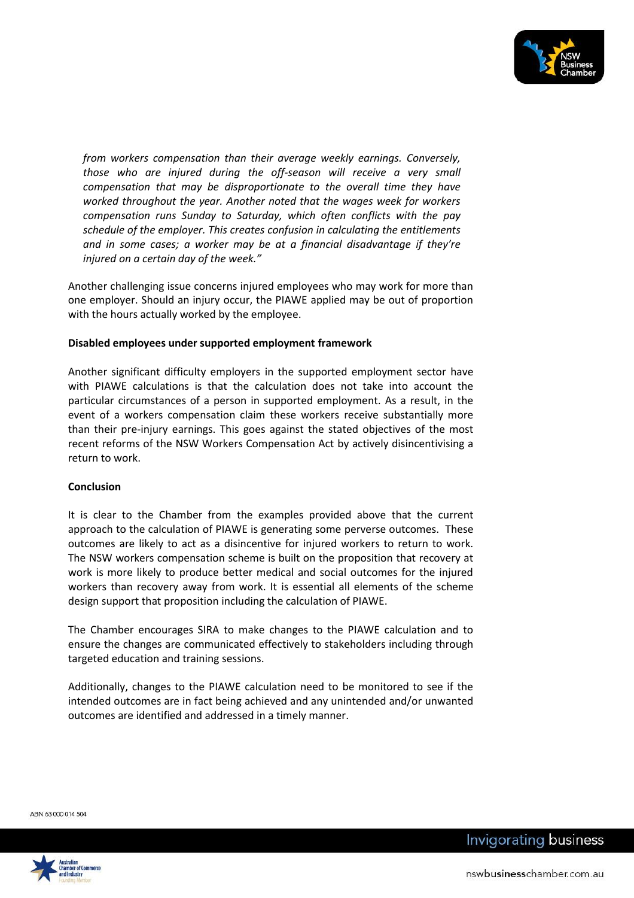*from workers compensation than their average weekly earnings. Conversely, those who are injured during the off-season will receive a very small compensation that may be disproportionate to the overall time they have worked throughout the year. Another noted that the wages week for workers compensation runs Sunday to Saturday, which often conflicts with the pay schedule of the employer. This creates confusion in calculating the entitlements and in some cases; a worker may be at a financial disadvantage if they're injured on a certain day of the week."*

Another challenging issue concerns injured employees who may work for more than one employer. Should an injury occur, the PIAWE applied may be out of proportion with the hours actually worked by the employee.

**Disabled employees under supported employment framework**

Another significant difficulty employers in the supported employment sector have with PIAWE calculations is that the calculation does not take into account the particular circumstances of a person in supported employment. As a result, in the event of a workers compensation claim these workers receive substantially more than their pre-injury earnings. This goes against the stated objectives of the most recent reforms of the NSW Workers Compensation Act by actively disincentivising a return to work.

**Conclusion**

It is clear to the Chamber from the examples provided above that the current approach to the calculation of PIAWE is generating some perverse outcomes. These outcomes are likely to act as a disincentive for injured workers to return to work. The NSW workers compensation scheme is built on the proposition that recovery at work is more likely to produce better medical and social outcomes for the injured workers than recovery away from work. It is essential all elements of the scheme design support that proposition including the calculation of PIAWE.

The Chamber encourages SIRA to make changes to the PIAWE calculation and to ensure the changes are communicated effectively to stakeholders including through targeted education and training sessions.

Additionally, changes to the PIAWE calculation need to be monitored to see if the intended outcomes are in fact being achieved and any unintended and/or unwanted outcomes are identified and addressed in a timely manner.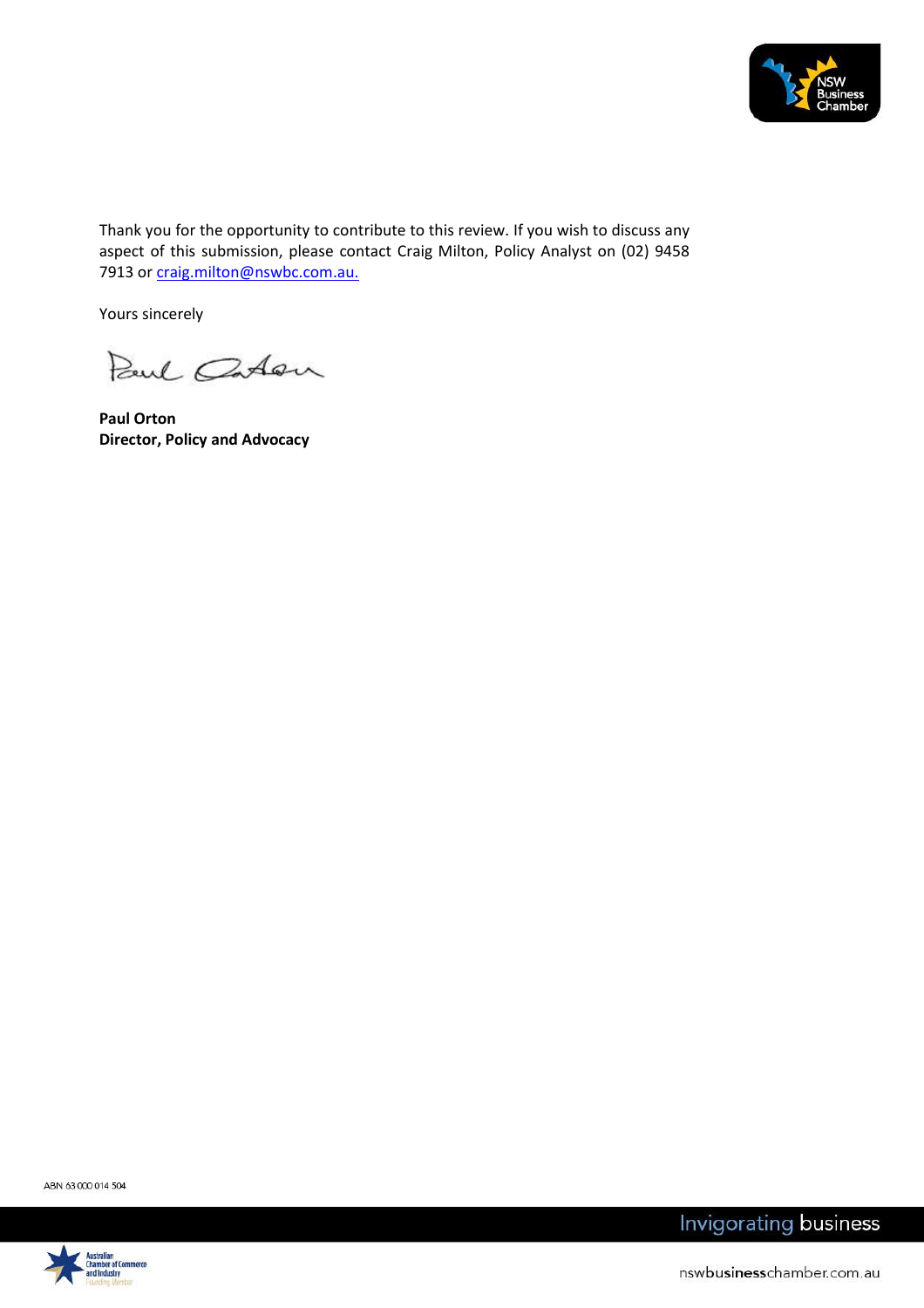Thank you for the opportunity to contribute to this review. If you wish to discuss any aspect of this submission, please contact Craig Milton, Policy Analyst on (02) 9458 7913 or [craig.milton@nswbc.com.au.](mailto:craig.milton@nswbc.com.au)

Yours sincerely

**Paul Orton**
**Director, Policy and Advocacy**

ABN 63 000 014 504

Invigorating business

nswbusinesschamber.com.au